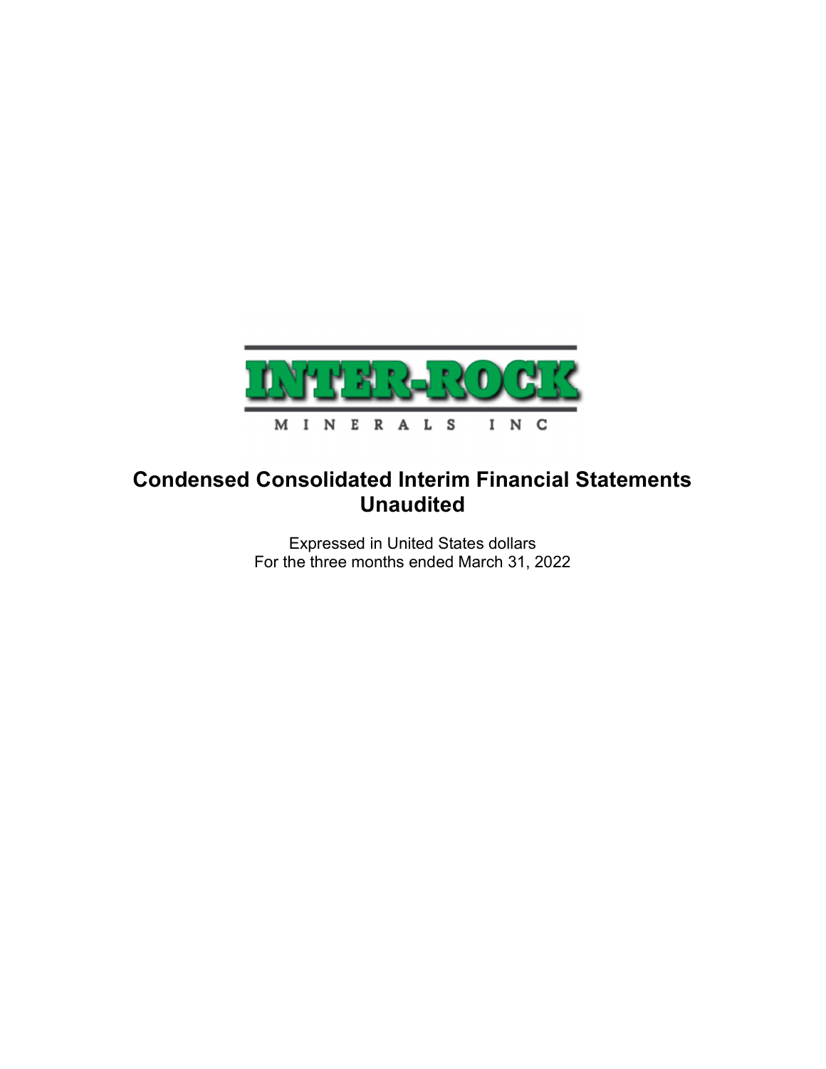INTER-ROCK

MINERALS INC

# Condensed Consolidated Interim Financial Statements
# Unaudited

Expressed in United States dollars
For the three months ended March 31, 2022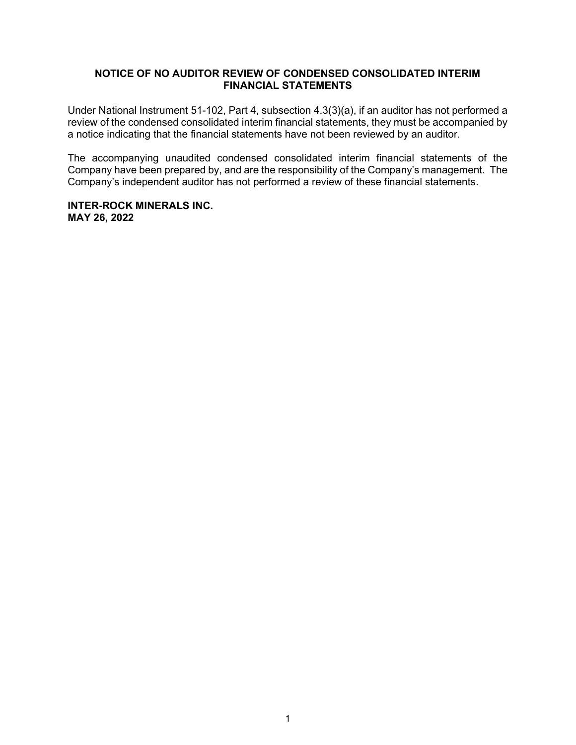## NOTICE OF NO AUDITOR REVIEW OF CONDENSED CONSOLIDATED INTERIM FINANCIAL STATEMENTS

Under National Instrument 51-102, Part 4, subsection 4.3(3)(a), if an auditor has not performed a review of the condensed consolidated interim financial statements, they must be accompanied by a notice indicating that the financial statements have not been reviewed by an auditor.

The accompanying unaudited condensed consolidated interim financial statements of the Company have been prepared by, and are the responsibility of the Company's management. The Company's independent auditor has not performed a review of these financial statements.

**INTER-ROCK MINERALS INC.**
**MAY 26, 2022**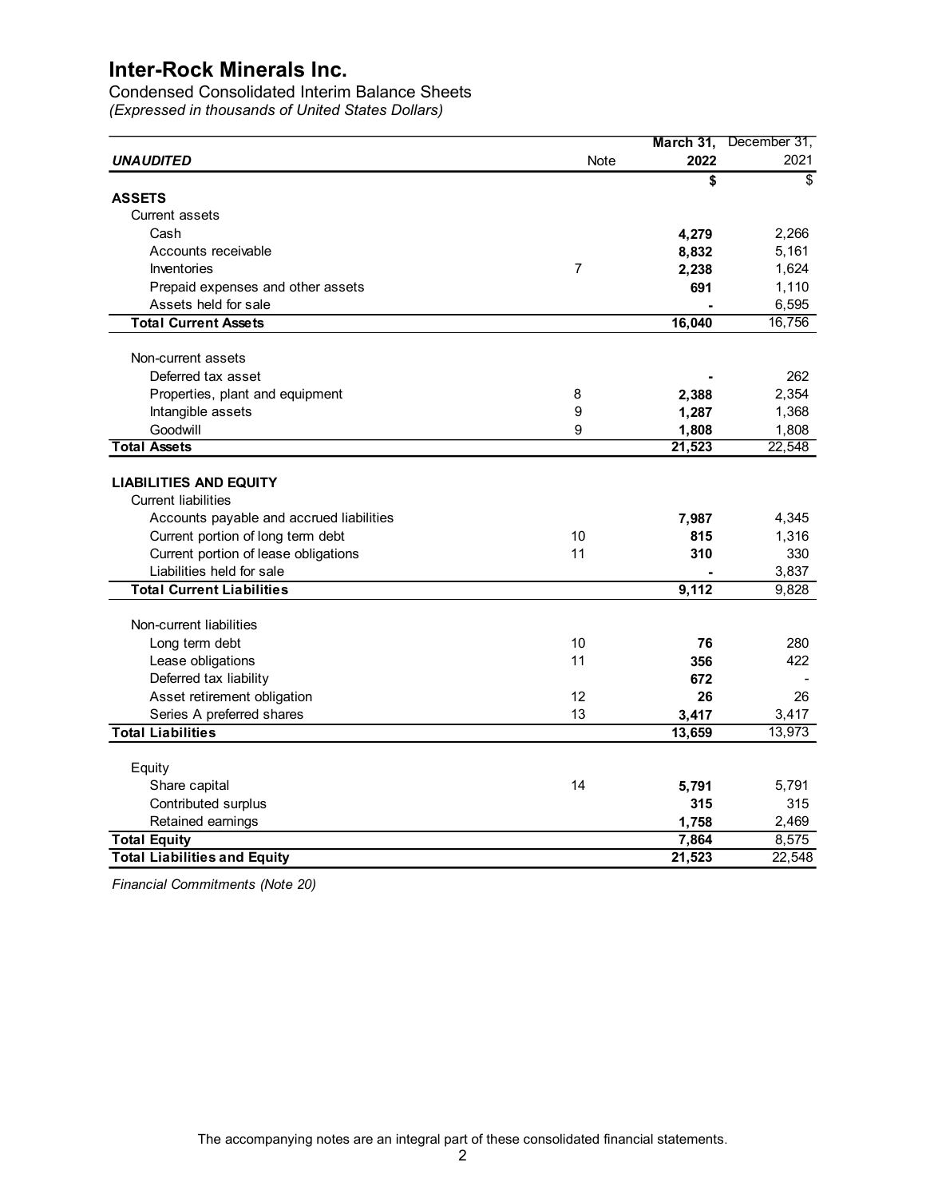# Inter-Rock Minerals Inc.

Condensed Consolidated Interim Balance Sheets

*(Expressed in thousands of United States Dollars)*

| ***UNAUDITED*** | Note | **March 31, 2022** | December 31, 2021 |
|---|---|---|---|
| | | **$** | $ |
| **ASSETS** | | | |
| Current assets | | | |
| Cash | | **4,279** | 2,266 |
| Accounts receivable | | **8,832** | 5,161 |
| Inventories | 7 | **2,238** | 1,624 |
| Prepaid expenses and other assets | | **691** | 1,110 |
| Assets held for sale | | **-** | 6,595 |
| **Total Current Assets** | | **16,040** | 16,756 |
| Non-current assets | | | |
| Deferred tax asset | | **-** | 262 |
| Properties, plant and equipment | 8 | **2,388** | 2,354 |
| Intangible assets | 9 | **1,287** | 1,368 |
| Goodwill | 9 | **1,808** | 1,808 |
| **Total Assets** | | **21,523** | 22,548 |
| **LIABILITIES AND EQUITY** | | | |
| Current liabilities | | | |
| Accounts payable and accrued liabilities | | **7,987** | 4,345 |
| Current portion of long term debt | 10 | **815** | 1,316 |
| Current portion of lease obligations | 11 | **310** | 330 |
| Liabilities held for sale | | **-** | 3,837 |
| **Total Current Liabilities** | | **9,112** | 9,828 |
| Non-current liabilities | | | |
| Long term debt | 10 | **76** | 280 |
| Lease obligations | 11 | **356** | 422 |
| Deferred tax liability | | **672** | - |
| Asset retirement obligation | 12 | **26** | 26 |
| Series A preferred shares | 13 | **3,417** | 3,417 |
| **Total Liabilities** | | **13,659** | 13,973 |
| Equity | | | |
| Share capital | 14 | **5,791** | 5,791 |
| Contributed surplus | | **315** | 315 |
| Retained earnings | | **1,758** | 2,469 |
| **Total Equity** | | **7,864** | 8,575 |
| **Total Liabilities and Equity** | | **21,523** | 22,548 |

*Financial Commitments (Note 20)*

The accompanying notes are an integral part of these consolidated financial statements.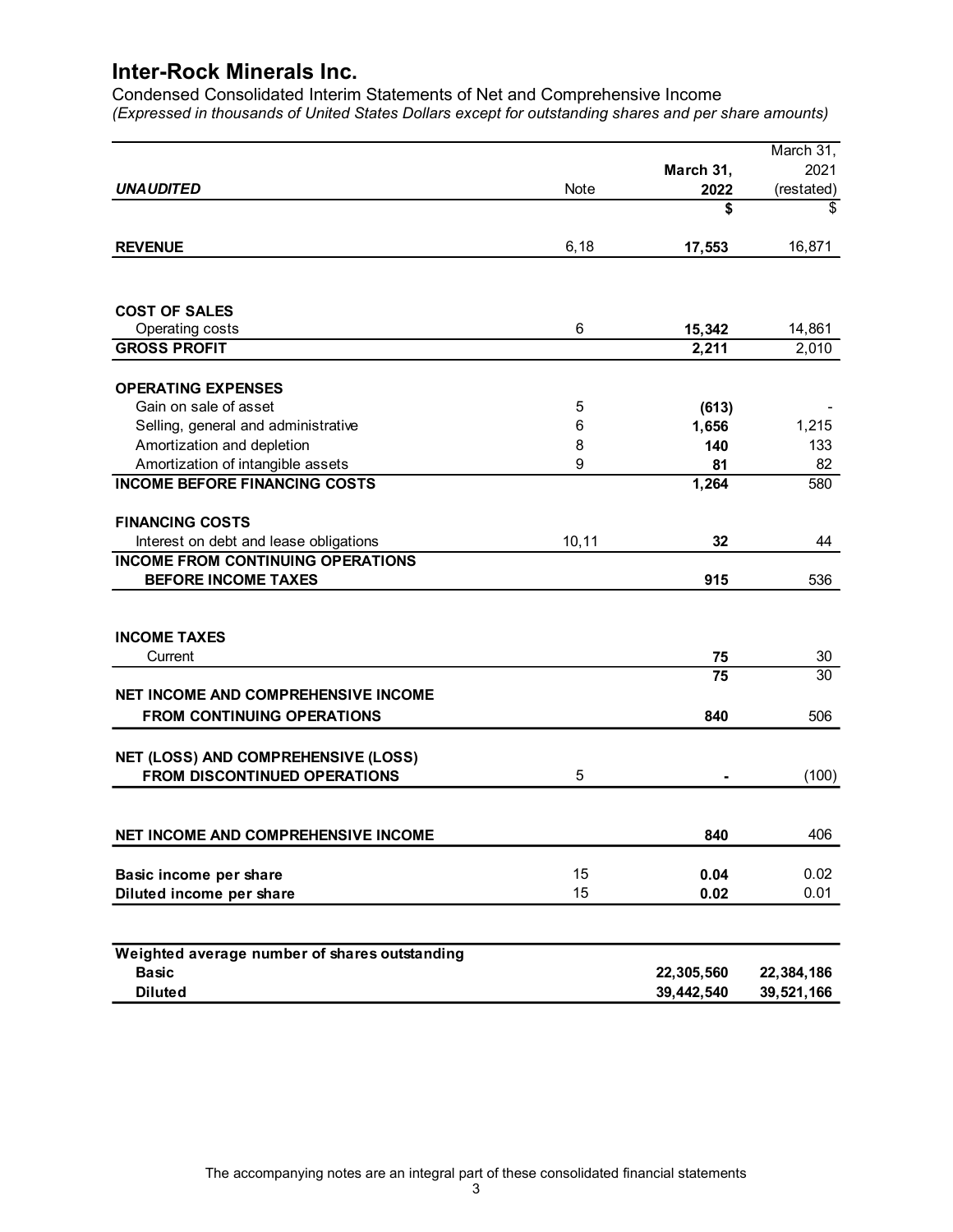# Inter-Rock Minerals Inc.

Condensed Consolidated Interim Statements of Net and Comprehensive Income

*(Expressed in thousands of United States Dollars except for outstanding shares and per share amounts)*

| ***UNAUDITED*** | Note | **March 31, 2022** | March 31, 2021 (restated) |
|---|---|---|---|
| | | **$** | $ |
| **REVENUE** | 6,18 | **17,553** | 16,871 |
| | | | |
| **COST OF SALES** | | | |
| Operating costs | 6 | **15,342** | 14,861 |
| **GROSS PROFIT** | | **2,211** | 2,010 |
| | | | |
| **OPERATING EXPENSES** | | | |
| Gain on sale of asset | 5 | **(613)** | - |
| Selling, general and administrative | 6 | **1,656** | 1,215 |
| Amortization and depletion | 8 | **140** | 133 |
| Amortization of intangible assets | 9 | **81** | 82 |
| **INCOME BEFORE FINANCING COSTS** | | **1,264** | 580 |
| | | | |
| **FINANCING COSTS** | | | |
| Interest on debt and lease obligations | 10,11 | **32** | 44 |
| **INCOME FROM CONTINUING OPERATIONS BEFORE INCOME TAXES** | | **915** | 536 |
| | | | |
| **INCOME TAXES** | | | |
| Current | | **75** | 30 |
| | | **75** | 30 |
| **NET INCOME AND COMPREHENSIVE INCOME FROM CONTINUING OPERATIONS** | | **840** | 506 |
| | | | |
| **NET (LOSS) AND COMPREHENSIVE (LOSS) FROM DISCONTINUED OPERATIONS** | 5 | **-** | (100) |
| | | | |
| **NET INCOME AND COMPREHENSIVE INCOME** | | **840** | 406 |
| | | | |
| **Basic income per share** | 15 | **0.04** | 0.02 |
| **Diluted income per share** | 15 | **0.02** | 0.01 |
| | | | |
| **Weighted average number of shares outstanding** | | | |
| **Basic** | | **22,305,560** | **22,384,186** |
| **Diluted** | | **39,442,540** | **39,521,166** |

The accompanying notes are an integral part of these consolidated financial statements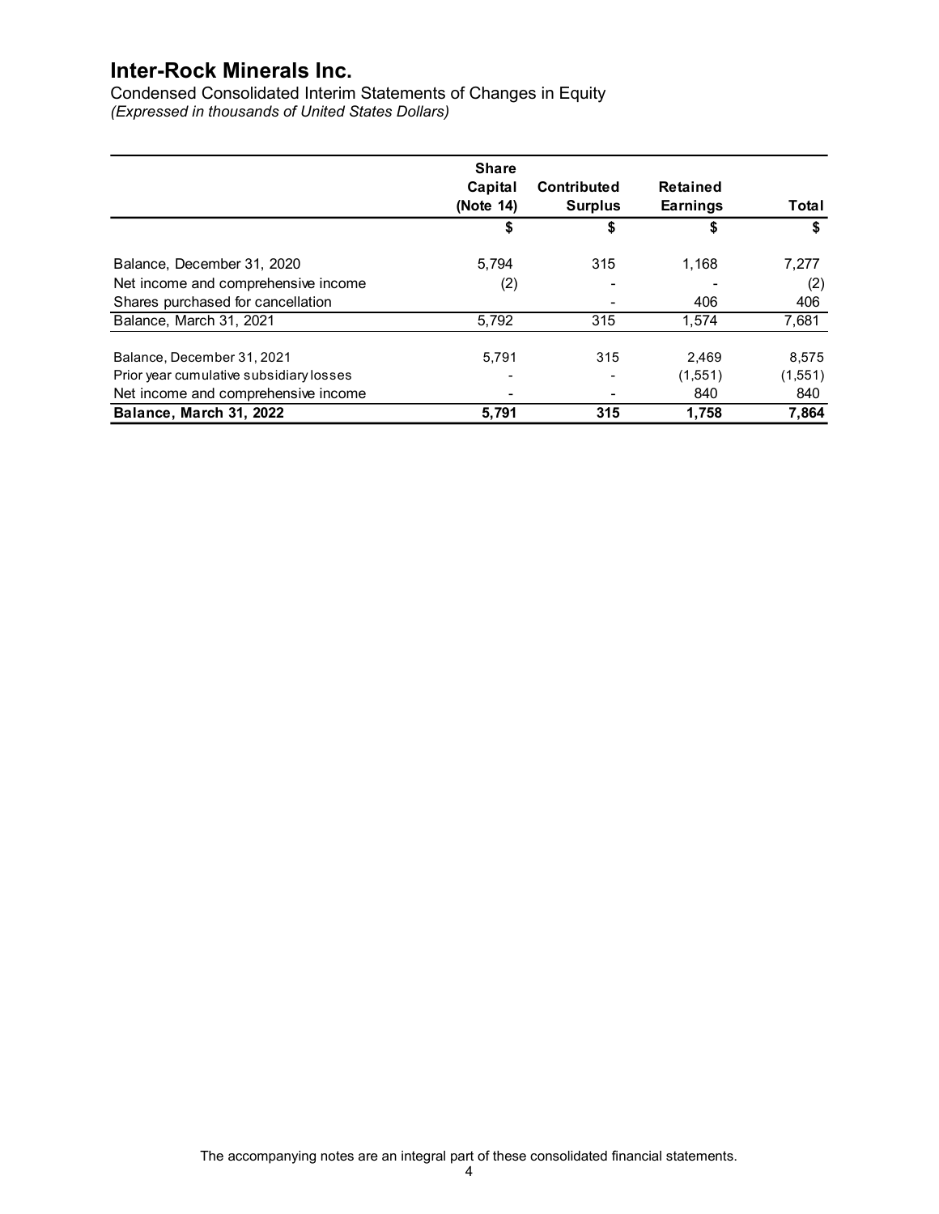# Inter-Rock Minerals Inc.

Condensed Consolidated Interim Statements of Changes in Equity

*(Expressed in thousands of United States Dollars)*

| | Share Capital (Note 14) | Contributed Surplus | Retained Earnings | Total |
|---|---|---|---|---|
| | $ | $ | $ | $ |
| Balance, December 31, 2020 | 5,794 | 315 | 1,168 | 7,277 |
| Net income and comprehensive income | (2) | - | - | (2) |
| Shares purchased for cancellation | | - | 406 | 406 |
| Balance, March 31, 2021 | 5,792 | 315 | 1,574 | 7,681 |
| | | | | |
| Balance, December 31, 2021 | 5,791 | 315 | 2,469 | 8,575 |
| Prior year cumulative subsidiary losses | - | - | (1,551) | (1,551) |
| Net income and comprehensive income | - | - | 840 | 840 |
| **Balance, March 31, 2022** | **5,791** | **315** | **1,758** | **7,864** |

The accompanying notes are an integral part of these consolidated financial statements.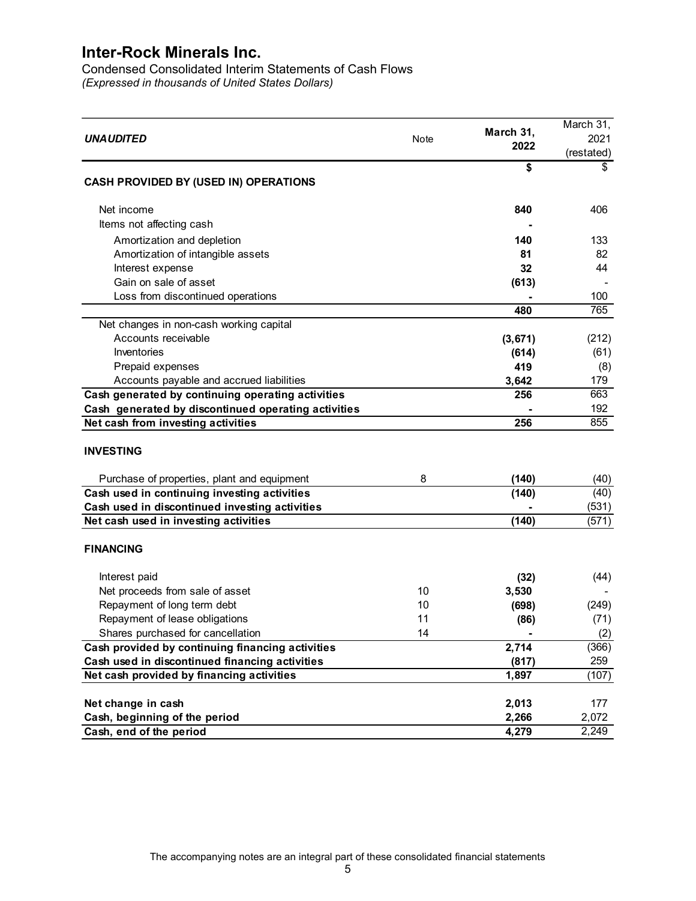# Inter-Rock Minerals Inc.

Condensed Consolidated Interim Statements of Cash Flows

*(Expressed in thousands of United States Dollars)*

| ***UNAUDITED*** | Note | **March 31, 2022** | March 31, 2021 (restated) |
|---|---|---|---|
| | | **$** | $ |
| **CASH PROVIDED BY (USED IN) OPERATIONS** | | | |
| Net income | | **840** | 406 |
| Items not affecting cash | | **-** | |
| Amortization and depletion | | **140** | 133 |
| Amortization of intangible assets | | **81** | 82 |
| Interest expense | | **32** | 44 |
| Gain on sale of asset | | **(613)** | - |
| Loss from discontinued operations | | **-** | 100 |
| | | **480** | 765 |
| Net changes in non-cash working capital | | | |
| Accounts receivable | | **(3,671)** | (212) |
| Inventories | | **(614)** | (61) |
| Prepaid expenses | | **419** | (8) |
| Accounts payable and accrued liabilities | | **3,642** | 179 |
| **Cash generated by continuing operating activities** | | **256** | 663 |
| **Cash generated by discontinued operating activities** | | **-** | 192 |
| **Net cash from investing activities** | | **256** | 855 |
| **INVESTING** | | | |
| Purchase of properties, plant and equipment | 8 | **(140)** | (40) |
| **Cash used in continuing investing activities** | | **(140)** | (40) |
| **Cash used in discontinued investing activities** | | **-** | (531) |
| **Net cash used in investing activities** | | **(140)** | (571) |
| **FINANCING** | | | |
| Interest paid | | **(32)** | (44) |
| Net proceeds from sale of asset | 10 | **3,530** | - |
| Repayment of long term debt | 10 | **(698)** | (249) |
| Repayment of lease obligations | 11 | **(86)** | (71) |
| Shares purchased for cancellation | 14 | **-** | (2) |
| **Cash provided by continuing financing activities** | | **2,714** | (366) |
| **Cash used in discontinued financing activities** | | **(817)** | 259 |
| **Net cash provided by financing activities** | | **1,897** | (107) |
| **Net change in cash** | | **2,013** | 177 |
| **Cash, beginning of the period** | | **2,266** | 2,072 |
| **Cash, end of the period** | | **4,279** | 2,249 |

The accompanying notes are an integral part of these consolidated financial statements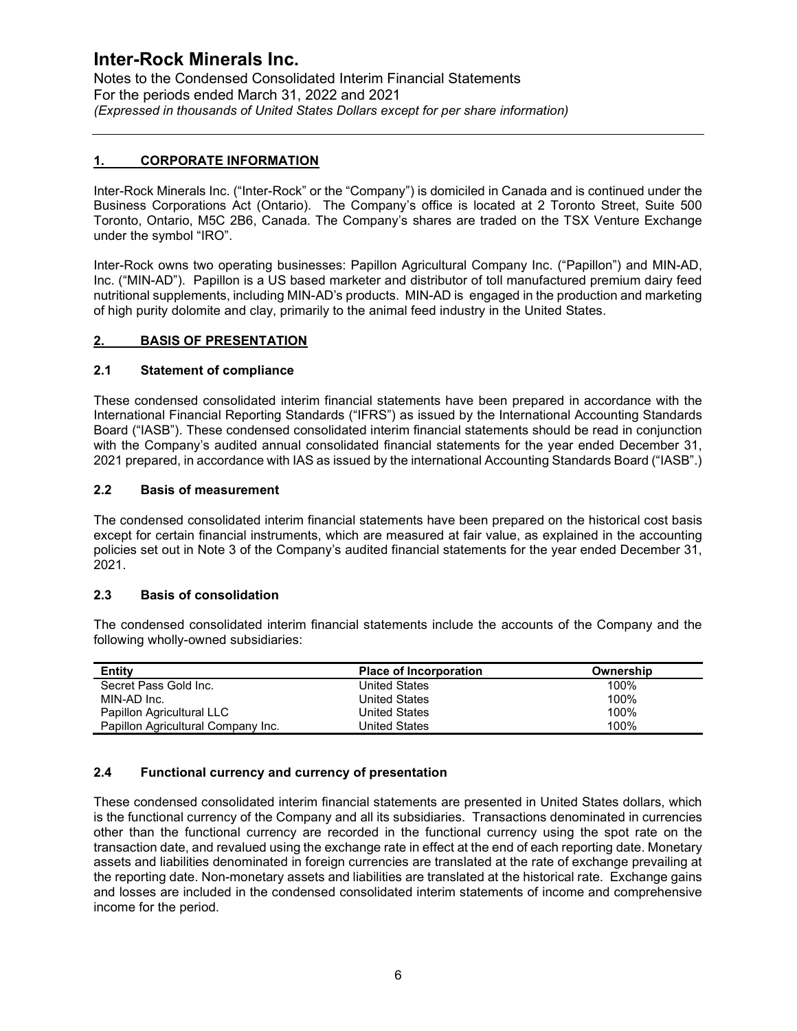# Inter-Rock Minerals Inc.

Notes to the Condensed Consolidated Interim Financial Statements
For the periods ended March 31, 2022 and 2021
*(Expressed in thousands of United States Dollars except for per share information)*

## 1. CORPORATE INFORMATION

Inter-Rock Minerals Inc. ("Inter-Rock" or the "Company") is domiciled in Canada and is continued under the Business Corporations Act (Ontario). The Company's office is located at 2 Toronto Street, Suite 500 Toronto, Ontario, M5C 2B6, Canada. The Company's shares are traded on the TSX Venture Exchange under the symbol "IRO".

Inter-Rock owns two operating businesses: Papillon Agricultural Company Inc. ("Papillon") and MIN-AD, Inc. ("MIN-AD"). Papillon is a US based marketer and distributor of toll manufactured premium dairy feed nutritional supplements, including MIN-AD's products. MIN-AD is engaged in the production and marketing of high purity dolomite and clay, primarily to the animal feed industry in the United States.

## 2. BASIS OF PRESENTATION

### 2.1 Statement of compliance

These condensed consolidated interim financial statements have been prepared in accordance with the International Financial Reporting Standards ("IFRS") as issued by the International Accounting Standards Board ("IASB"). These condensed consolidated interim financial statements should be read in conjunction with the Company's audited annual consolidated financial statements for the year ended December 31, 2021 prepared, in accordance with IAS as issued by the international Accounting Standards Board ("IASB".)

### 2.2 Basis of measurement

The condensed consolidated interim financial statements have been prepared on the historical cost basis except for certain financial instruments, which are measured at fair value, as explained in the accounting policies set out in Note 3 of the Company's audited financial statements for the year ended December 31, 2021.

### 2.3 Basis of consolidation

The condensed consolidated interim financial statements include the accounts of the Company and the following wholly-owned subsidiaries:

| Entity | Place of Incorporation | Ownership |
|---|---|---|
| Secret Pass Gold Inc. | United States | 100% |
| MIN-AD Inc. | United States | 100% |
| Papillon Agricultural LLC | United States | 100% |
| Papillon Agricultural Company Inc. | United States | 100% |

### 2.4 Functional currency and currency of presentation

These condensed consolidated interim financial statements are presented in United States dollars, which is the functional currency of the Company and all its subsidiaries. Transactions denominated in currencies other than the functional currency are recorded in the functional currency using the spot rate on the transaction date, and revalued using the exchange rate in effect at the end of each reporting date. Monetary assets and liabilities denominated in foreign currencies are translated at the rate of exchange prevailing at the reporting date. Non-monetary assets and liabilities are translated at the historical rate. Exchange gains and losses are included in the condensed consolidated interim statements of income and comprehensive income for the period.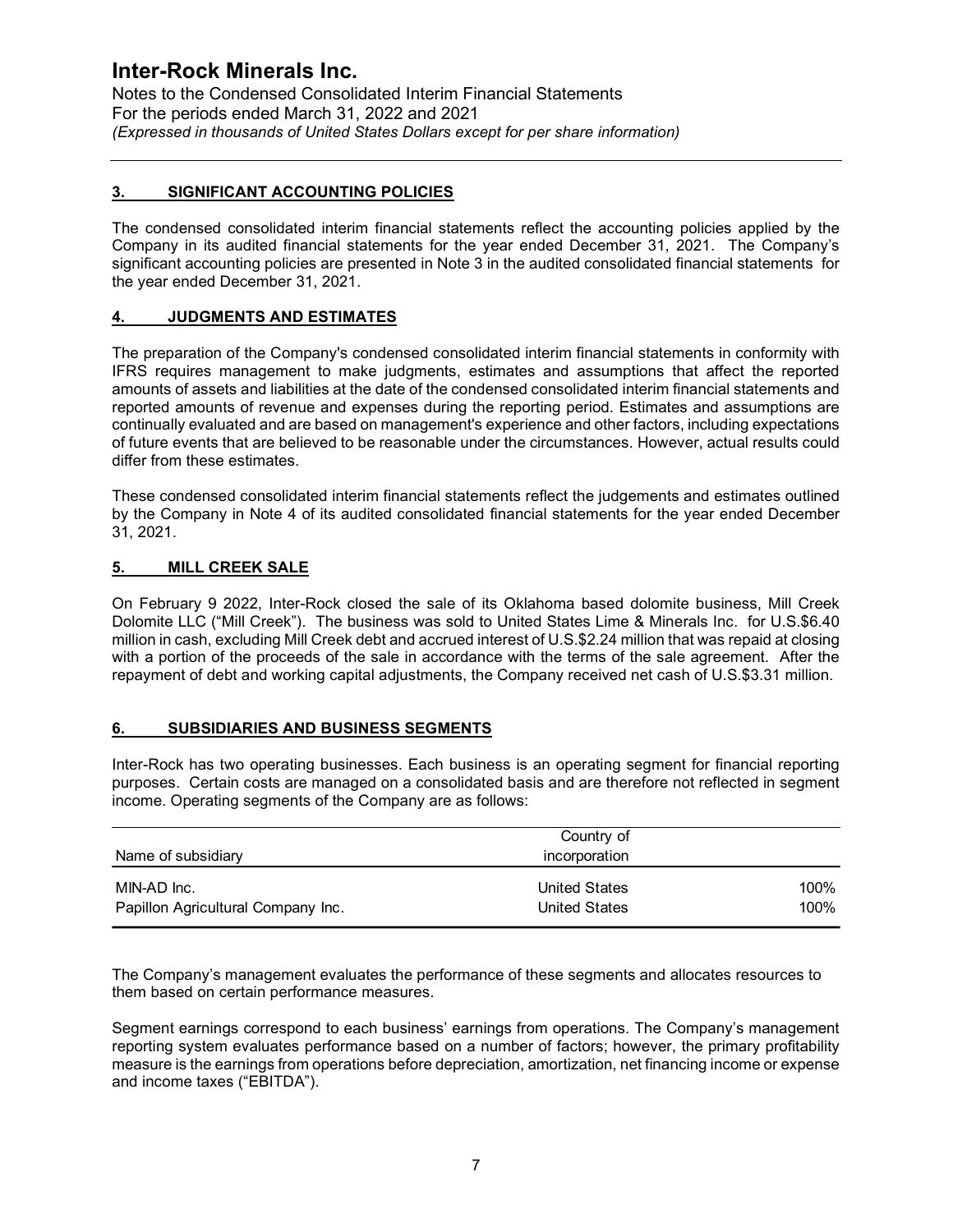## 3. SIGNIFICANT ACCOUNTING POLICIES

The condensed consolidated interim financial statements reflect the accounting policies applied by the Company in its audited financial statements for the year ended December 31, 2021. The Company's significant accounting policies are presented in Note 3 in the audited consolidated financial statements for the year ended December 31, 2021.

## 4. JUDGMENTS AND ESTIMATES

The preparation of the Company's condensed consolidated interim financial statements in conformity with IFRS requires management to make judgments, estimates and assumptions that affect the reported amounts of assets and liabilities at the date of the condensed consolidated interim financial statements and reported amounts of revenue and expenses during the reporting period. Estimates and assumptions are continually evaluated and are based on management's experience and other factors, including expectations of future events that are believed to be reasonable under the circumstances. However, actual results could differ from these estimates.

These condensed consolidated interim financial statements reflect the judgements and estimates outlined by the Company in Note 4 of its audited consolidated financial statements for the year ended December 31, 2021.

## 5. MILL CREEK SALE

On February 9 2022, Inter-Rock closed the sale of its Oklahoma based dolomite business, Mill Creek Dolomite LLC ("Mill Creek"). The business was sold to United States Lime & Minerals Inc. for U.S.$6.40 million in cash, excluding Mill Creek debt and accrued interest of U.S.$2.24 million that was repaid at closing with a portion of the proceeds of the sale in accordance with the terms of the sale agreement. After the repayment of debt and working capital adjustments, the Company received net cash of U.S.$3.31 million.

## 6. SUBSIDIARIES AND BUSINESS SEGMENTS

Inter-Rock has two operating businesses. Each business is an operating segment for financial reporting purposes. Certain costs are managed on a consolidated basis and are therefore not reflected in segment income. Operating segments of the Company are as follows:

| Name of subsidiary | Country of incorporation | |
|---|---|---|
| MIN-AD Inc. | United States | 100% |
| Papillon Agricultural Company Inc. | United States | 100% |

The Company's management evaluates the performance of these segments and allocates resources to them based on certain performance measures.

Segment earnings correspond to each business' earnings from operations. The Company's management reporting system evaluates performance based on a number of factors; however, the primary profitability measure is the earnings from operations before depreciation, amortization, net financing income or expense and income taxes ("EBITDA").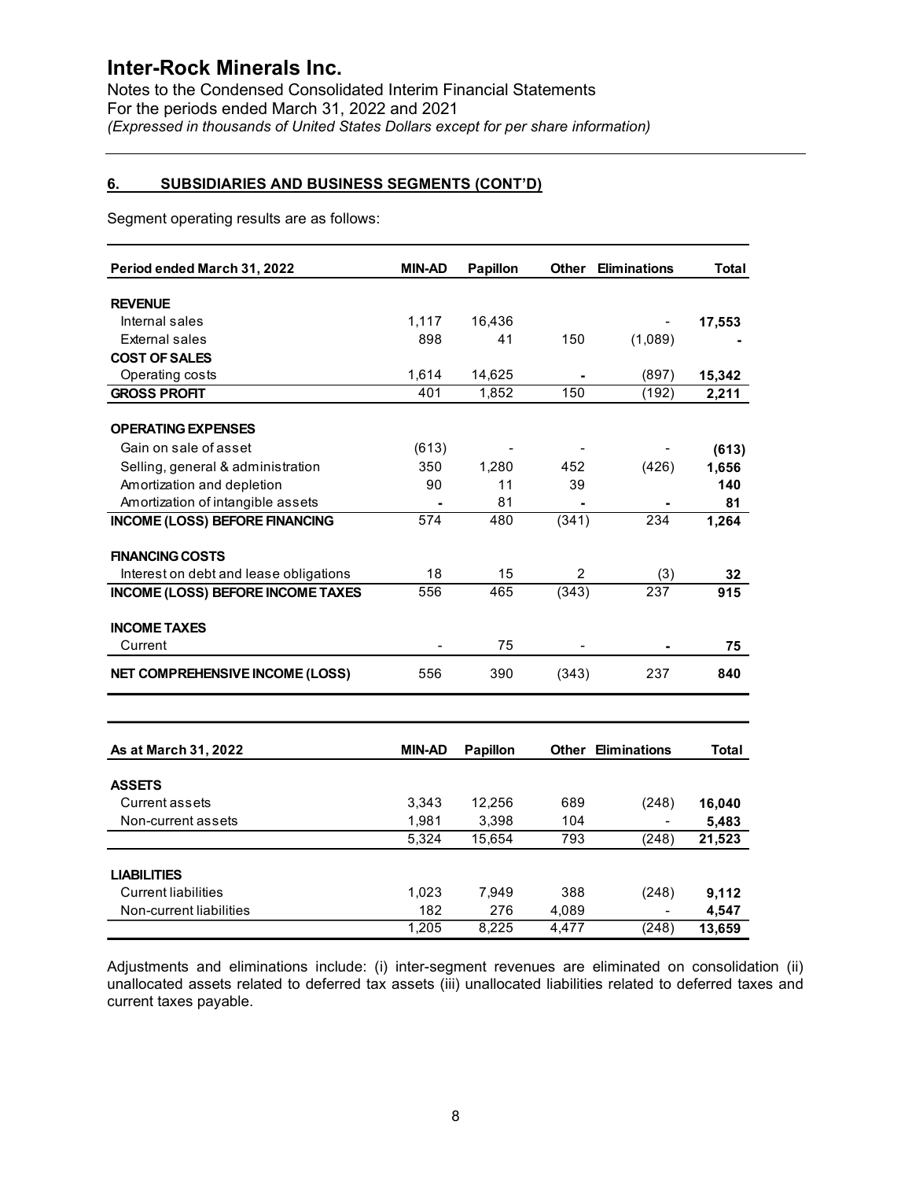# Inter-Rock Minerals Inc.

Notes to the Condensed Consolidated Interim Financial Statements
For the periods ended March 31, 2022 and 2021
*(Expressed in thousands of United States Dollars except for per share information)*

## 6. SUBSIDIARIES AND BUSINESS SEGMENTS (CONT'D)

Segment operating results are as follows:

| Period ended March 31, 2022 | MIN-AD | Papillon | Other | Eliminations | Total |
|---|---|---|---|---|---|
| **REVENUE** | | | | | |
| Internal sales | 1,117 | 16,436 | | - | **17,553** |
| External sales | 898 | 41 | 150 | (1,089) | **-** |
| **COST OF SALES** | | | | | |
| Operating costs | 1,614 | 14,625 | - | (897) | **15,342** |
| **GROSS PROFIT** | 401 | 1,852 | 150 | (192) | **2,211** |
| **OPERATING EXPENSES** | | | | | |
| Gain on sale of asset | (613) | - | - | - | **(613)** |
| Selling, general & administration | 350 | 1,280 | 452 | (426) | **1,656** |
| Amortization and depletion | 90 | 11 | 39 | | **140** |
| Amortization of intangible assets | - | 81 | - | - | **81** |
| **INCOME (LOSS) BEFORE FINANCING** | 574 | 480 | (341) | 234 | **1,264** |
| **FINANCING COSTS** | | | | | |
| Interest on debt and lease obligations | 18 | 15 | 2 | (3) | **32** |
| **INCOME (LOSS) BEFORE INCOME TAXES** | 556 | 465 | (343) | 237 | **915** |
| **INCOME TAXES** | | | | | |
| Current | - | 75 | - | - | **75** |
| **NET COMPREHENSIVE INCOME (LOSS)** | 556 | 390 | (343) | 237 | **840** |

| As at March 31, 2022 | MIN-AD | Papillon | Other | Eliminations | Total |
|---|---|---|---|---|---|
| **ASSETS** | | | | | |
| Current assets | 3,343 | 12,256 | 689 | (248) | **16,040** |
| Non-current assets | 1,981 | 3,398 | 104 | - | **5,483** |
| | 5,324 | 15,654 | 793 | (248) | **21,523** |
| **LIABILITIES** | | | | | |
| Current liabilities | 1,023 | 7,949 | 388 | (248) | **9,112** |
| Non-current liabilities | 182 | 276 | 4,089 | - | **4,547** |
| | 1,205 | 8,225 | 4,477 | (248) | **13,659** |

Adjustments and eliminations include: (i) inter-segment revenues are eliminated on consolidation (ii) unallocated assets related to deferred tax assets (iii) unallocated liabilities related to deferred taxes and current taxes payable.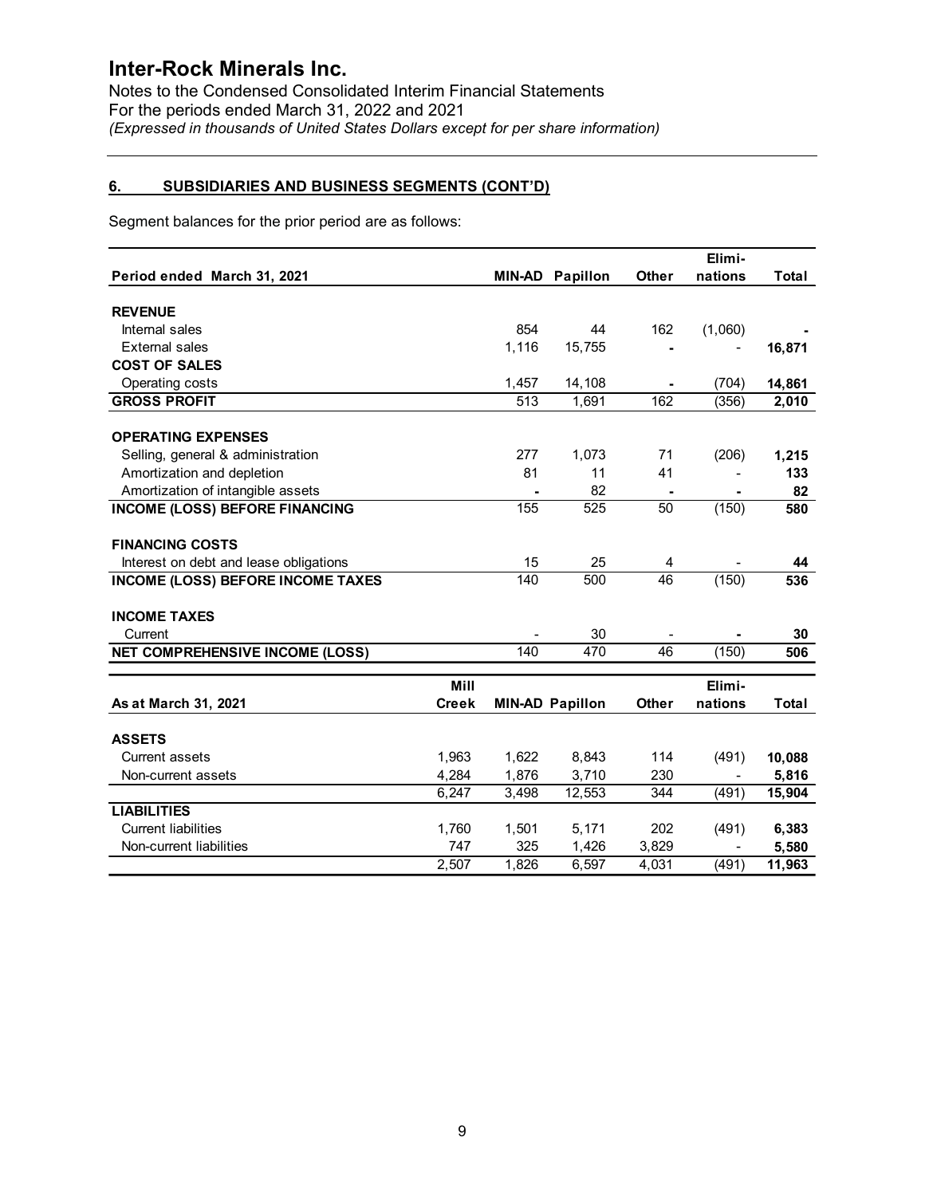# Inter-Rock Minerals Inc.

Notes to the Condensed Consolidated Interim Financial Statements
For the periods ended March 31, 2022 and 2021
*(Expressed in thousands of United States Dollars except for per share information)*

## 6. SUBSIDIARIES AND BUSINESS SEGMENTS (CONT'D)

Segment balances for the prior period are as follows:

| Period ended March 31, 2021 | MIN-AD | Papillon | Other | Elimi-nations | Total |
|---|---|---|---|---|---|
| **REVENUE** | | | | | |
| Internal sales | 854 | 44 | 162 | (1,060) | - |
| External sales | 1,116 | 15,755 | - | - | 16,871 |
| **COST OF SALES** | | | | | |
| Operating costs | 1,457 | 14,108 | - | (704) | 14,861 |
| **GROSS PROFIT** | 513 | 1,691 | 162 | (356) | 2,010 |
| **OPERATING EXPENSES** | | | | | |
| Selling, general & administration | 277 | 1,073 | 71 | (206) | 1,215 |
| Amortization and depletion | 81 | 11 | 41 | - | 133 |
| Amortization of intangible assets | - | 82 | - | - | 82 |
| **INCOME (LOSS) BEFORE FINANCING** | 155 | 525 | 50 | (150) | 580 |
| **FINANCING COSTS** | | | | | |
| Interest on debt and lease obligations | 15 | 25 | 4 | - | 44 |
| **INCOME (LOSS) BEFORE INCOME TAXES** | 140 | 500 | 46 | (150) | 536 |
| **INCOME TAXES** | | | | | |
| Current | - | 30 | - | - | 30 |
| **NET COMPREHENSIVE INCOME (LOSS)** | 140 | 470 | 46 | (150) | 506 |

| As at March 31, 2021 | Mill Creek | MIN-AD | Papillon | Other | Elimi-nations | Total |
|---|---|---|---|---|---|---|
| **ASSETS** | | | | | | |
| Current assets | 1,963 | 1,622 | 8,843 | 114 | (491) | 10,088 |
| Non-current assets | 4,284 | 1,876 | 3,710 | 230 | - | 5,816 |
| | 6,247 | 3,498 | 12,553 | 344 | (491) | 15,904 |
| **LIABILITIES** | | | | | | |
| Current liabilities | 1,760 | 1,501 | 5,171 | 202 | (491) | 6,383 |
| Non-current liabilities | 747 | 325 | 1,426 | 3,829 | - | 5,580 |
| | 2,507 | 1,826 | 6,597 | 4,031 | (491) | 11,963 |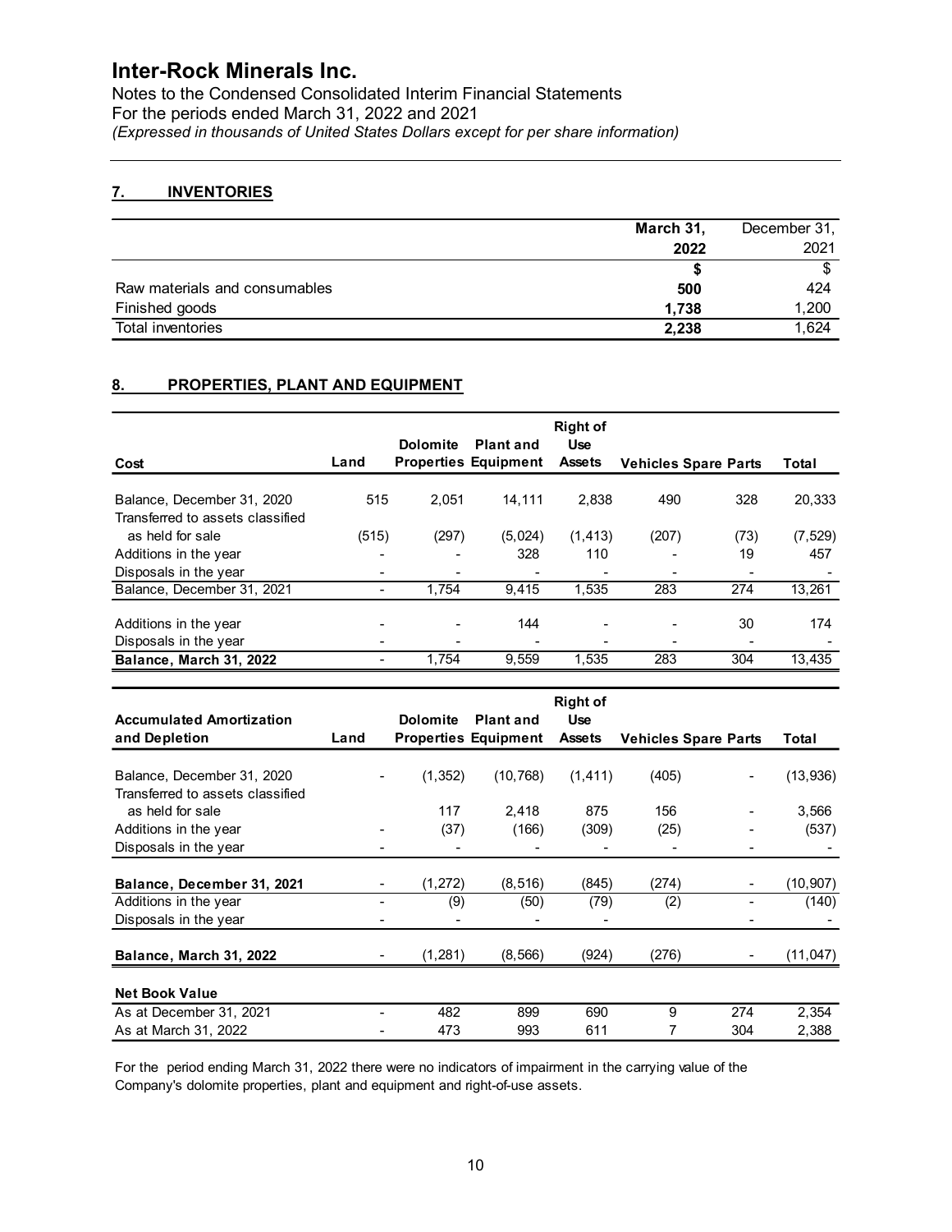# Inter-Rock Minerals Inc.

Notes to the Condensed Consolidated Interim Financial Statements
For the periods ended March 31, 2022 and 2021
*(Expressed in thousands of United States Dollars except for per share information)*

## 7. INVENTORIES

| | March 31, 2022 | December 31, 2021 |
|---|---|---|
| | **$** | $ |
| Raw materials and consumables | **500** | 424 |
| Finished goods | **1,738** | 1,200 |
| Total inventories | **2,238** | 1,624 |

## 8. PROPERTIES, PLANT AND EQUIPMENT

| Cost | Land | Dolomite Properties | Plant and Equipment | Right of Use Assets | Vehicles | Spare Parts | Total |
|---|---|---|---|---|---|---|---|
| Balance, December 31, 2020 | 515 | 2,051 | 14,111 | 2,838 | 490 | 328 | 20,333 |
| Transferred to assets classified as held for sale | (515) | (297) | (5,024) | (1,413) | (207) | (73) | (7,529) |
| Additions in the year | - | - | 328 | 110 | - | 19 | 457 |
| Disposals in the year | - | - | - | - | - | - | - |
| Balance, December 31, 2021 | - | 1,754 | 9,415 | 1,535 | 283 | 274 | 13,261 |
| Additions in the year | - | - | 144 | - | - | 30 | 174 |
| Disposals in the year | - | - | - | - | - | - | - |
| **Balance, March 31, 2022** | - | 1,754 | 9,559 | 1,535 | 283 | 304 | 13,435 |

| Accumulated Amortization and Depletion | Land | Dolomite Properties | Plant and Equipment | Right of Use Assets | Vehicles | Spare Parts | Total |
|---|---|---|---|---|---|---|---|
| Balance, December 31, 2020 | - | (1,352) | (10,768) | (1,411) | (405) | - | (13,936) |
| Transferred to assets classified as held for sale | | 117 | 2,418 | 875 | 156 | - | 3,566 |
| Additions in the year | - | (37) | (166) | (309) | (25) | - | (537) |
| Disposals in the year | - | - | - | - | - | - | - |
| **Balance, December 31, 2021** | - | (1,272) | (8,516) | (845) | (274) | - | (10,907) |
| Additions in the year | - | (9) | (50) | (79) | (2) | - | (140) |
| Disposals in the year | - | - | - | - | | - | - |
| **Balance, March 31, 2022** | - | (1,281) | (8,566) | (924) | (276) | - | (11,047) |
| **Net Book Value** | | | | | | | |
| As at December 31, 2021 | - | 482 | 899 | 690 | 9 | 274 | 2,354 |
| As at March 31, 2022 | - | 473 | 993 | 611 | 7 | 304 | 2,388 |

For the period ending March 31, 2022 there were no indicators of impairment in the carrying value of the Company's dolomite properties, plant and equipment and right-of-use assets.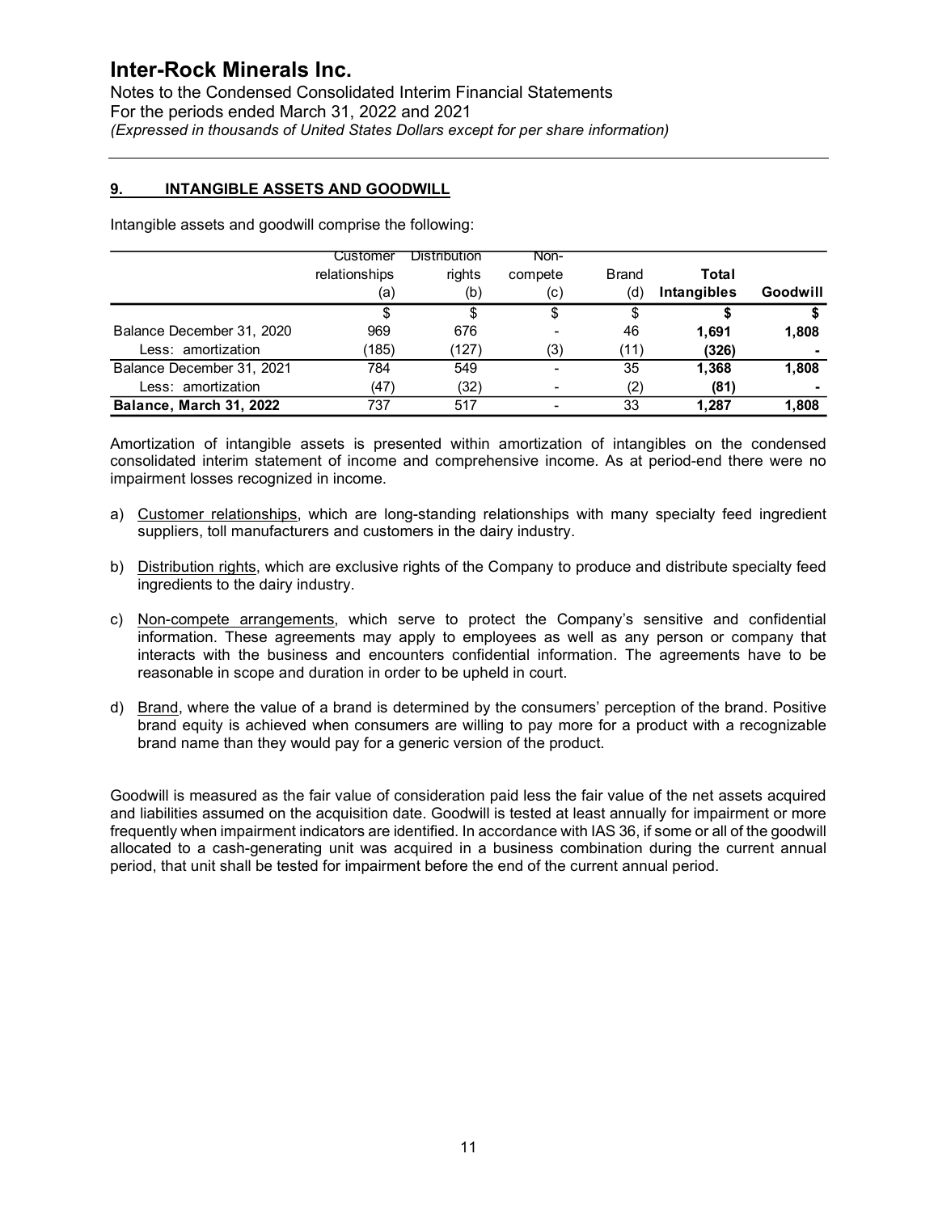## 9. INTANGIBLE ASSETS AND GOODWILL

Intangible assets and goodwill comprise the following:

| | Customer relationships (a) | Distribution rights (b) | Non-compete (c) | Brand (d) | **Total Intangibles** | **Goodwill** |
|---|---|---|---|---|---|---|
| | $ | $ | $ | $ | **$** | **$** |
| Balance December 31, 2020 | 969 | 676 | - | 46 | **1,691** | **1,808** |
| Less: amortization | (185) | (127) | (3) | (11) | **(326)** | **-** |
| Balance December 31, 2021 | 784 | 549 | - | 35 | **1,368** | **1,808** |
| Less: amortization | (47) | (32) | - | (2) | **(81)** | **-** |
| **Balance, March 31, 2022** | 737 | 517 | - | 33 | **1,287** | **1,808** |

Amortization of intangible assets is presented within amortization of intangibles on the condensed consolidated interim statement of income and comprehensive income. As at period-end there were no impairment losses recognized in income.

a) Customer relationships, which are long-standing relationships with many specialty feed ingredient suppliers, toll manufacturers and customers in the dairy industry.

b) Distribution rights, which are exclusive rights of the Company to produce and distribute specialty feed ingredients to the dairy industry.

c) Non-compete arrangements, which serve to protect the Company's sensitive and confidential information. These agreements may apply to employees as well as any person or company that interacts with the business and encounters confidential information. The agreements have to be reasonable in scope and duration in order to be upheld in court.

d) Brand, where the value of a brand is determined by the consumers' perception of the brand. Positive brand equity is achieved when consumers are willing to pay more for a product with a recognizable brand name than they would pay for a generic version of the product.

Goodwill is measured as the fair value of consideration paid less the fair value of the net assets acquired and liabilities assumed on the acquisition date. Goodwill is tested at least annually for impairment or more frequently when impairment indicators are identified. In accordance with IAS 36, if some or all of the goodwill allocated to a cash-generating unit was acquired in a business combination during the current annual period, that unit shall be tested for impairment before the end of the current annual period.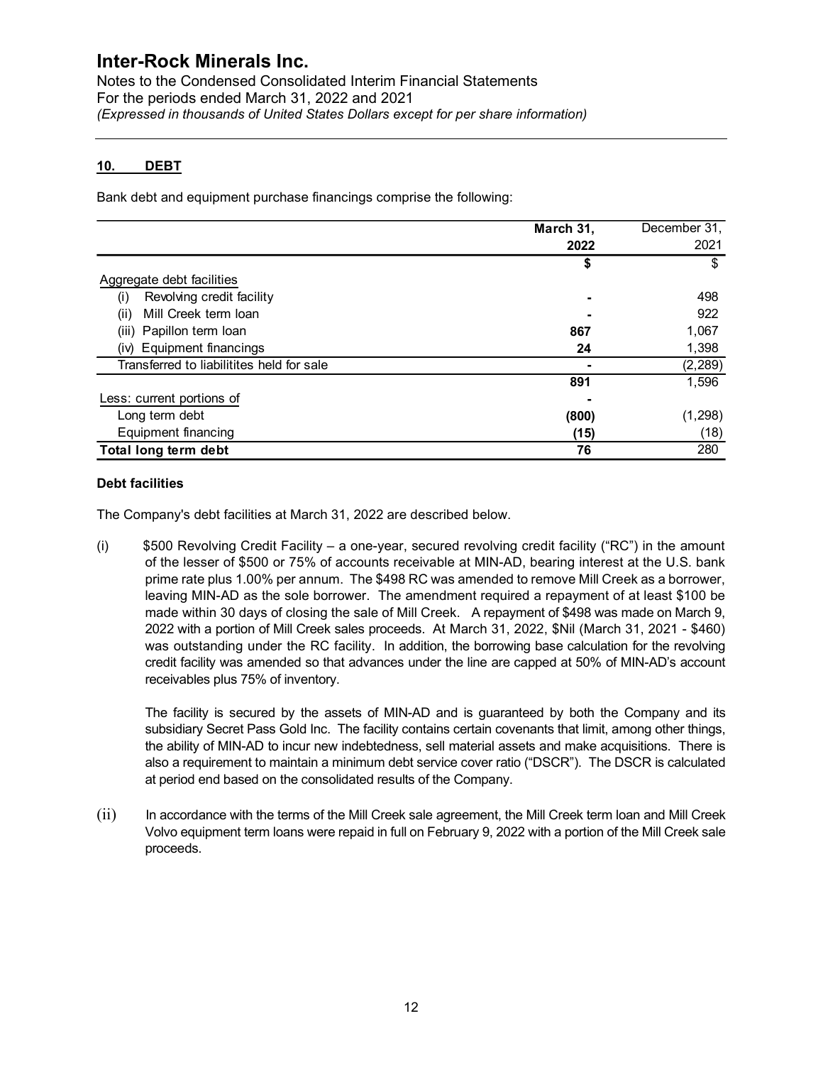# Inter-Rock Minerals Inc.

Notes to the Condensed Consolidated Interim Financial Statements
For the periods ended March 31, 2022 and 2021
*(Expressed in thousands of United States Dollars except for per share information)*

## 10. DEBT

Bank debt and equipment purchase financings comprise the following:

| | March 31, 2022 | December 31, 2021 |
|---|---|---|
| | $ | $ |
| Aggregate debt facilities | | |
| (i) Revolving credit facility | - | 498 |
| (ii) Mill Creek term loan | - | 922 |
| (iii) Papillon term loan | 867 | 1,067 |
| (iv) Equipment financings | 24 | 1,398 |
| Transferred to liabilitites held for sale | - | (2,289) |
| | 891 | 1,596 |
| Less: current portions of | - | |
| Long term debt | (800) | (1,298) |
| Equipment financing | (15) | (18) |
| **Total long term debt** | **76** | 280 |

### Debt facilities

The Company's debt facilities at March 31, 2022 are described below.

(i) $500 Revolving Credit Facility – a one-year, secured revolving credit facility ("RC") in the amount of the lesser of $500 or 75% of accounts receivable at MIN-AD, bearing interest at the U.S. bank prime rate plus 1.00% per annum. The $498 RC was amended to remove Mill Creek as a borrower, leaving MIN-AD as the sole borrower. The amendment required a repayment of at least $100 be made within 30 days of closing the sale of Mill Creek. A repayment of $498 was made on March 9, 2022 with a portion of Mill Creek sales proceeds. At March 31, 2022, $Nil (March 31, 2021 - $460) was outstanding under the RC facility. In addition, the borrowing base calculation for the revolving credit facility was amended so that advances under the line are capped at 50% of MIN-AD's account receivables plus 75% of inventory.

The facility is secured by the assets of MIN-AD and is guaranteed by both the Company and its subsidiary Secret Pass Gold Inc. The facility contains certain covenants that limit, among other things, the ability of MIN-AD to incur new indebtedness, sell material assets and make acquisitions. There is also a requirement to maintain a minimum debt service cover ratio ("DSCR"). The DSCR is calculated at period end based on the consolidated results of the Company.

(ii) In accordance with the terms of the Mill Creek sale agreement, the Mill Creek term loan and Mill Creek Volvo equipment term loans were repaid in full on February 9, 2022 with a portion of the Mill Creek sale proceeds.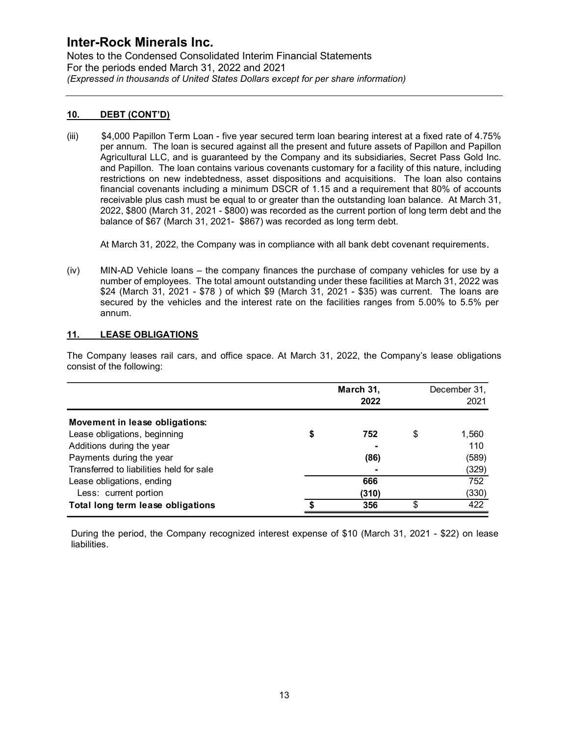# Inter-Rock Minerals Inc.

Notes to the Condensed Consolidated Interim Financial Statements
For the periods ended March 31, 2022 and 2021
*(Expressed in thousands of United States Dollars except for per share information)*

## 10. DEBT (CONT'D)

(iii) $4,000 Papillon Term Loan - five year secured term loan bearing interest at a fixed rate of 4.75% per annum. The loan is secured against all the present and future assets of Papillon and Papillon Agricultural LLC, and is guaranteed by the Company and its subsidiaries, Secret Pass Gold Inc. and Papillon. The loan contains various covenants customary for a facility of this nature, including restrictions on new indebtedness, asset dispositions and acquisitions. The loan also contains financial covenants including a minimum DSCR of 1.15 and a requirement that 80% of accounts receivable plus cash must be equal to or greater than the outstanding loan balance. At March 31, 2022, $800 (March 31, 2021 - $800) was recorded as the current portion of long term debt and the balance of $67 (March 31, 2021- $867) was recorded as long term debt.

At March 31, 2022, the Company was in compliance with all bank debt covenant requirements.

(iv) MIN-AD Vehicle loans – the company finances the purchase of company vehicles for use by a number of employees. The total amount outstanding under these facilities at March 31, 2022 was $24 (March 31, 2021 - $78 ) of which $9 (March 31, 2021 - $35) was current. The loans are secured by the vehicles and the interest rate on the facilities ranges from 5.00% to 5.5% per annum.

## 11. LEASE OBLIGATIONS

The Company leases rail cars, and office space. At March 31, 2022, the Company's lease obligations consist of the following:

| | March 31, 2022 | December 31, 2021 |
|---|---|---|
| **Movement in lease obligations:** | | |
| Lease obligations, beginning | **$ 752** | $ 1,560 |
| Additions during the year | **-** | 110 |
| Payments during the year | **(86)** | (589) |
| Transferred to liabilities held for sale | **-** | (329) |
| Lease obligations, ending | **666** | 752 |
| Less: current portion | **(310)** | (330) |
| **Total long term lease obligations** | **$ 356** | $ 422 |

During the period, the Company recognized interest expense of $10 (March 31, 2021 - $22) on lease liabilities.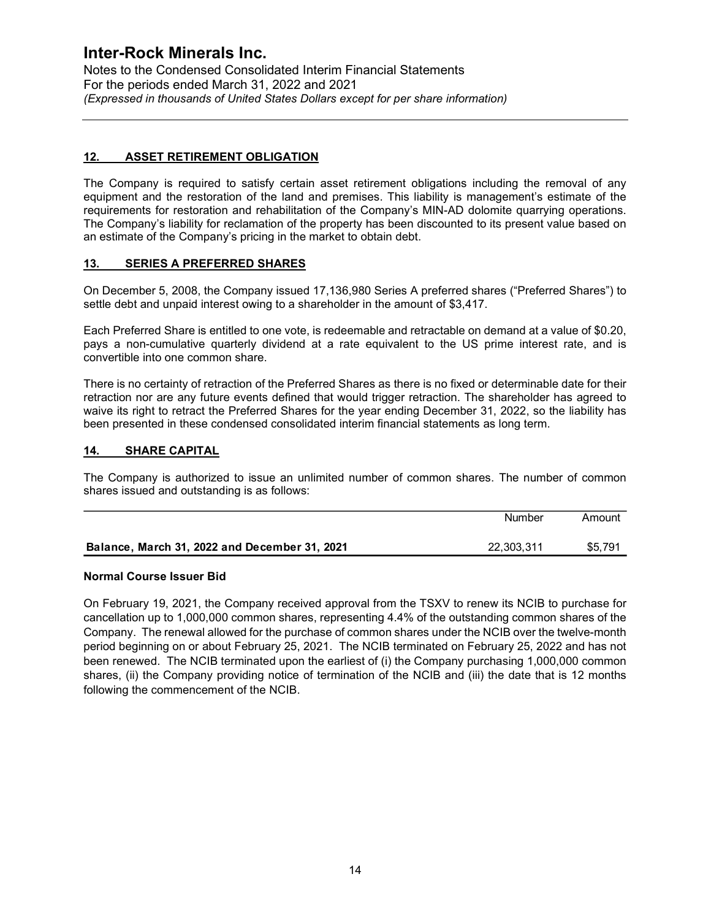## 12. ASSET RETIREMENT OBLIGATION

The Company is required to satisfy certain asset retirement obligations including the removal of any equipment and the restoration of the land and premises. This liability is management's estimate of the requirements for restoration and rehabilitation of the Company's MIN-AD dolomite quarrying operations. The Company's liability for reclamation of the property has been discounted to its present value based on an estimate of the Company's pricing in the market to obtain debt.

## 13. SERIES A PREFERRED SHARES

On December 5, 2008, the Company issued 17,136,980 Series A preferred shares ("Preferred Shares") to settle debt and unpaid interest owing to a shareholder in the amount of $3,417.

Each Preferred Share is entitled to one vote, is redeemable and retractable on demand at a value of $0.20, pays a non-cumulative quarterly dividend at a rate equivalent to the US prime interest rate, and is convertible into one common share.

There is no certainty of retraction of the Preferred Shares as there is no fixed or determinable date for their retraction nor are any future events defined that would trigger retraction. The shareholder has agreed to waive its right to retract the Preferred Shares for the year ending December 31, 2022, so the liability has been presented in these condensed consolidated interim financial statements as long term.

## 14. SHARE CAPITAL

The Company is authorized to issue an unlimited number of common shares. The number of common shares issued and outstanding is as follows:

| | Number | Amount |
|---|---|---|
| **Balance, March 31, 2022 and December 31, 2021** | 22,303,311 | $5,791 |

**Normal Course Issuer Bid**

On February 19, 2021, the Company received approval from the TSXV to renew its NCIB to purchase for cancellation up to 1,000,000 common shares, representing 4.4% of the outstanding common shares of the Company. The renewal allowed for the purchase of common shares under the NCIB over the twelve-month period beginning on or about February 25, 2021. The NCIB terminated on February 25, 2022 and has not been renewed. The NCIB terminated upon the earliest of (i) the Company purchasing 1,000,000 common shares, (ii) the Company providing notice of termination of the NCIB and (iii) the date that is 12 months following the commencement of the NCIB.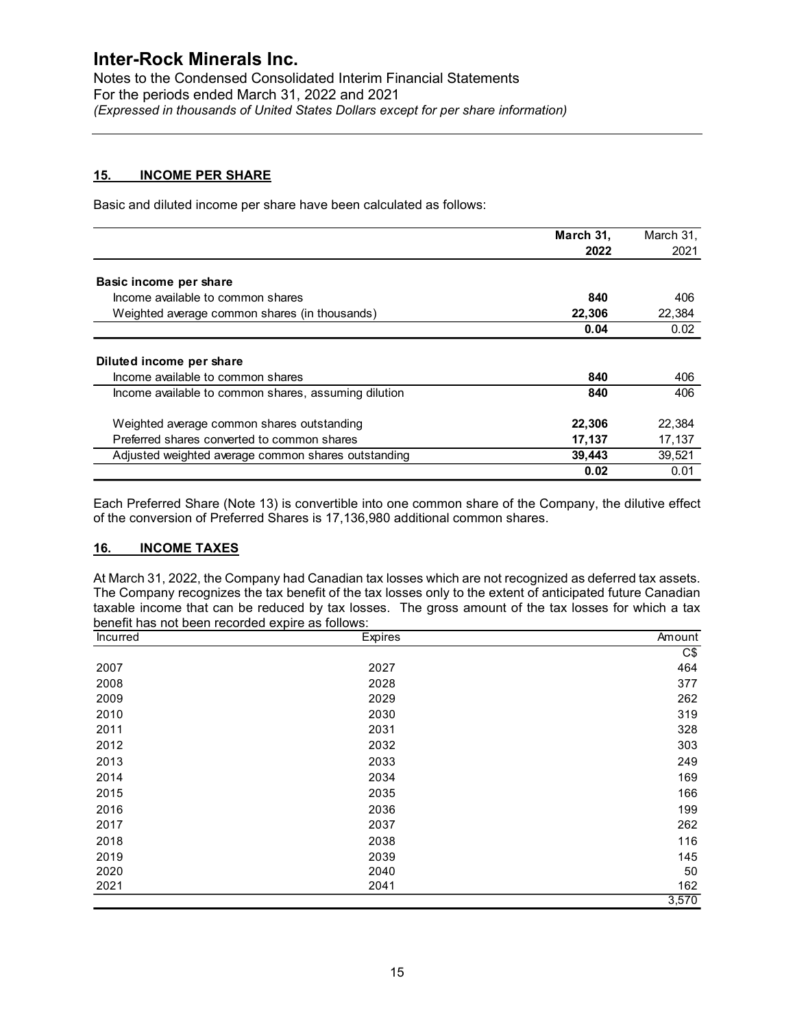# Inter-Rock Minerals Inc.

Notes to the Condensed Consolidated Interim Financial Statements
For the periods ended March 31, 2022 and 2021
*(Expressed in thousands of United States Dollars except for per share information)*

## 15. INCOME PER SHARE

Basic and diluted income per share have been calculated as follows:

| | **March 31, 2022** | March 31, 2021 |
|---|---|---|
| **Basic income per share** | | |
| Income available to common shares | **840** | 406 |
| Weighted average common shares (in thousands) | **22,306** | 22,384 |
| | **0.04** | 0.02 |
| **Diluted income per share** | | |
| Income available to common shares | **840** | 406 |
| Income available to common shares, assuming dilution | **840** | 406 |
| Weighted average common shares outstanding | **22,306** | 22,384 |
| Preferred shares converted to common shares | **17,137** | 17,137 |
| Adjusted weighted average common shares outstanding | **39,443** | 39,521 |
| | **0.02** | 0.01 |

Each Preferred Share (Note 13) is convertible into one common share of the Company, the dilutive effect of the conversion of Preferred Shares is 17,136,980 additional common shares.

## 16. INCOME TAXES

At March 31, 2022, the Company had Canadian tax losses which are not recognized as deferred tax assets. The Company recognizes the tax benefit of the tax losses only to the extent of anticipated future Canadian taxable income that can be reduced by tax losses. The gross amount of the tax losses for which a tax benefit has not been recorded expire as follows:

| Incurred | Expires | Amount |
|---|---|---|
| | | C$ |
| 2007 | 2027 | 464 |
| 2008 | 2028 | 377 |
| 2009 | 2029 | 262 |
| 2010 | 2030 | 319 |
| 2011 | 2031 | 328 |
| 2012 | 2032 | 303 |
| 2013 | 2033 | 249 |
| 2014 | 2034 | 169 |
| 2015 | 2035 | 166 |
| 2016 | 2036 | 199 |
| 2017 | 2037 | 262 |
| 2018 | 2038 | 116 |
| 2019 | 2039 | 145 |
| 2020 | 2040 | 50 |
| 2021 | 2041 | 162 |
| | | 3,570 |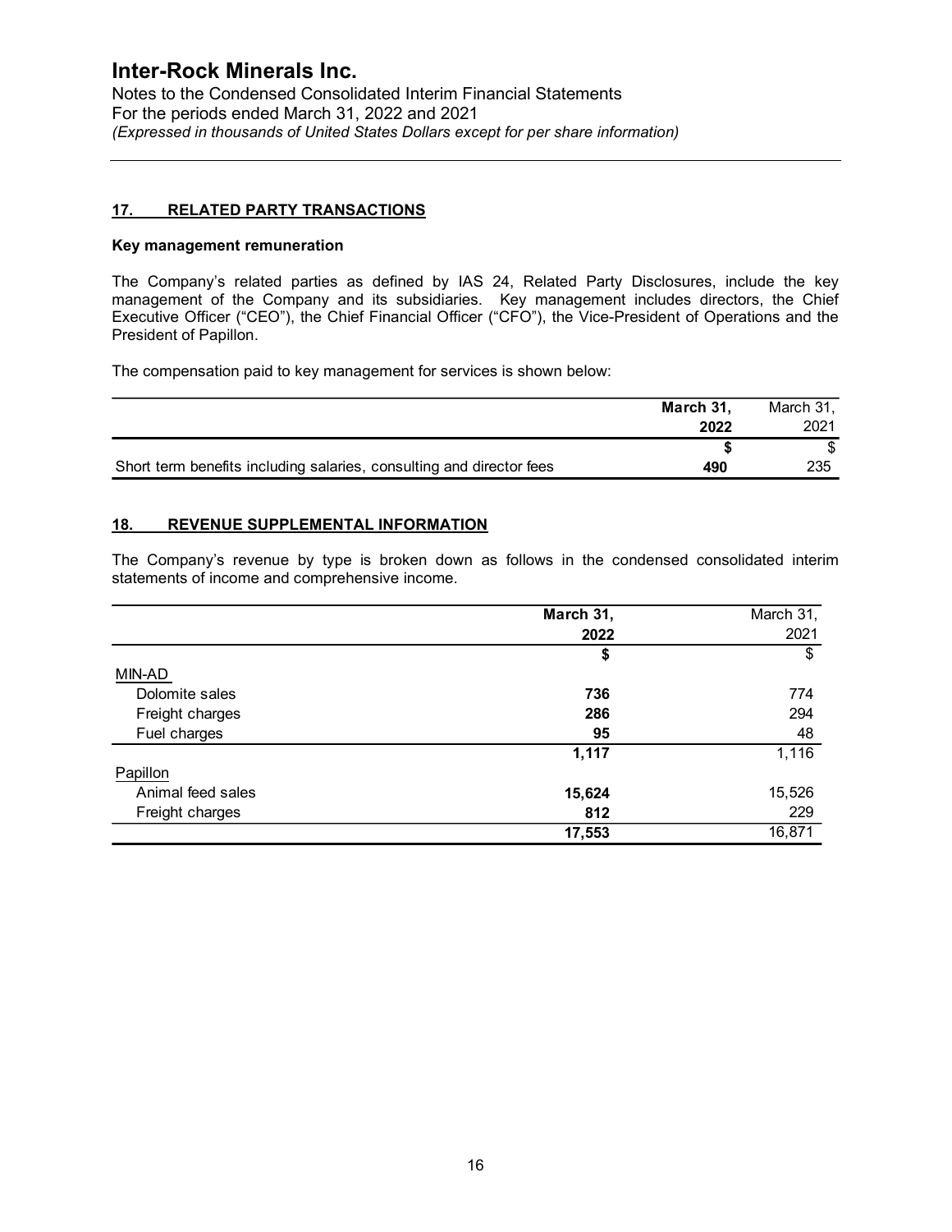# Inter-Rock Minerals Inc.

Notes to the Condensed Consolidated Interim Financial Statements
For the periods ended March 31, 2022 and 2021
*(Expressed in thousands of United States Dollars except for per share information)*

## 17. RELATED PARTY TRANSACTIONS

### Key management remuneration

The Company's related parties as defined by IAS 24, Related Party Disclosures, include the key management of the Company and its subsidiaries. Key management includes directors, the Chief Executive Officer ("CEO"), the Chief Financial Officer ("CFO"), the Vice-President of Operations and the President of Papillon.

The compensation paid to key management for services is shown below:

| | **March 31, 2022** | March 31, 2021 |
|---|---|---|
| | **$** | $ |
| Short term benefits including salaries, consulting and director fees | **490** | 235 |

## 18. REVENUE SUPPLEMENTAL INFORMATION

The Company's revenue by type is broken down as follows in the condensed consolidated interim statements of income and comprehensive income.

| | **March 31, 2022** | March 31, 2021 |
|---|---|---|
| | **$** | $ |
| MIN-AD | | |
| Dolomite sales | **736** | 774 |
| Freight charges | **286** | 294 |
| Fuel charges | **95** | 48 |
| | **1,117** | 1,116 |
| Papillon | | |
| Animal feed sales | **15,624** | 15,526 |
| Freight charges | **812** | 229 |
| | **17,553** | 16,871 |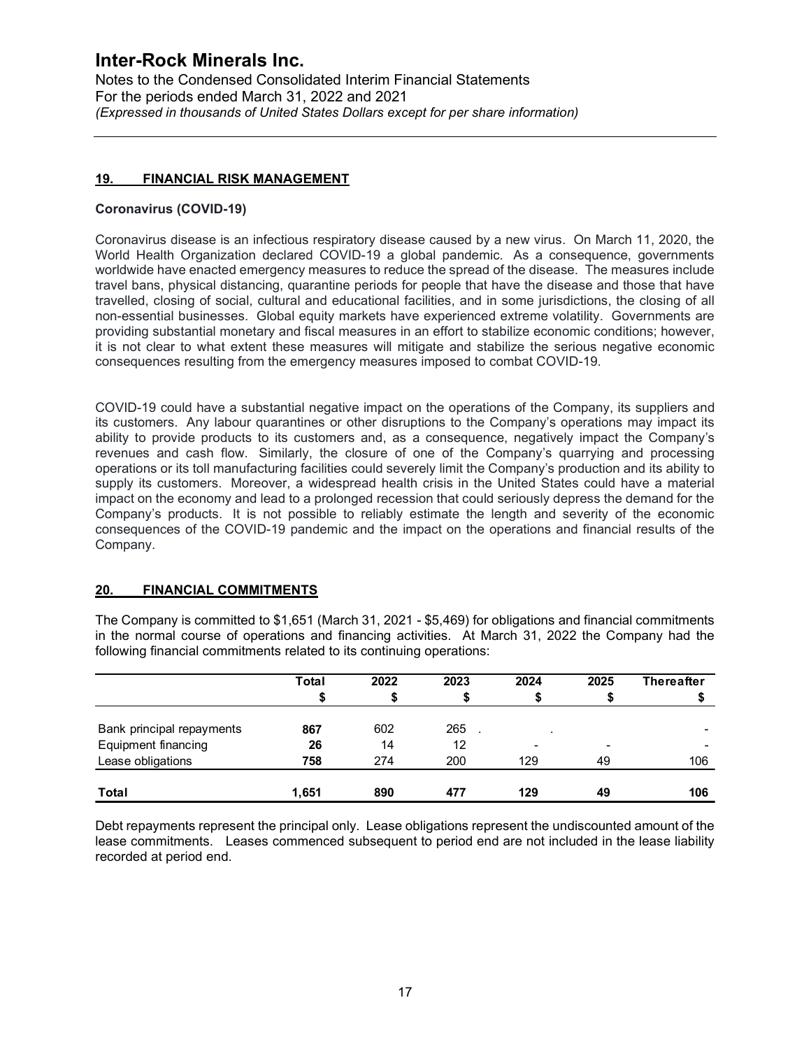## 19. FINANCIAL RISK MANAGEMENT

**Coronavirus (COVID-19)**

Coronavirus disease is an infectious respiratory disease caused by a new virus. On March 11, 2020, the World Health Organization declared COVID-19 a global pandemic. As a consequence, governments worldwide have enacted emergency measures to reduce the spread of the disease. The measures include travel bans, physical distancing, quarantine periods for people that have the disease and those that have travelled, closing of social, cultural and educational facilities, and in some jurisdictions, the closing of all non-essential businesses. Global equity markets have experienced extreme volatility. Governments are providing substantial monetary and fiscal measures in an effort to stabilize economic conditions; however, it is not clear to what extent these measures will mitigate and stabilize the serious negative economic consequences resulting from the emergency measures imposed to combat COVID-19.

COVID-19 could have a substantial negative impact on the operations of the Company, its suppliers and its customers. Any labour quarantines or other disruptions to the Company's operations may impact its ability to provide products to its customers and, as a consequence, negatively impact the Company's revenues and cash flow. Similarly, the closure of one of the Company's quarrying and processing operations or its toll manufacturing facilities could severely limit the Company's production and its ability to supply its customers. Moreover, a widespread health crisis in the United States could have a material impact on the economy and lead to a prolonged recession that could seriously depress the demand for the Company's products. It is not possible to reliably estimate the length and severity of the economic consequences of the COVID-19 pandemic and the impact on the operations and financial results of the Company.

## 20. FINANCIAL COMMITMENTS

The Company is committed to $1,651 (March 31, 2021 - $5,469) for obligations and financial commitments in the normal course of operations and financing activities. At March 31, 2022 the Company had the following financial commitments related to its continuing operations:

| | Total<br>$ | 2022<br>$ | 2023<br>$ | 2024<br>$ | 2025<br>$ | Thereafter<br>$ |
|---|---|---|---|---|---|---|
| Bank principal repayments | **867** | 602 | 265 | . | | - |
| Equipment financing | **26** | 14 | 12 | - | - | - |
| Lease obligations | **758** | 274 | 200 | 129 | 49 | 106 |
| **Total** | **1,651** | **890** | **477** | **129** | **49** | **106** |

Debt repayments represent the principal only. Lease obligations represent the undiscounted amount of the lease commitments. Leases commenced subsequent to period end are not included in the lease liability recorded at period end.